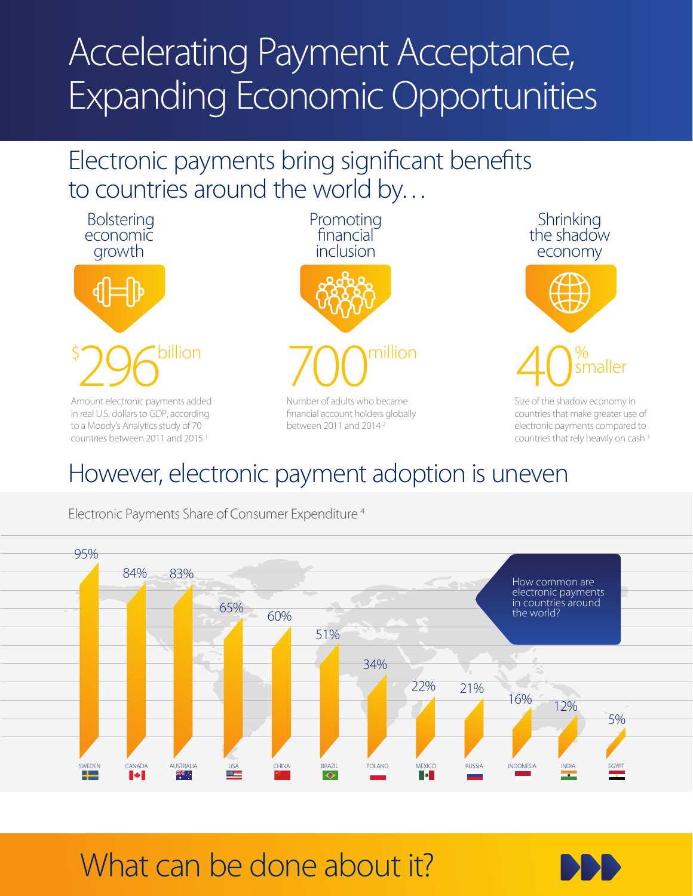# Accelerating Payment Acceptance, Expanding Economic Opportunities

## Electronic payments bring significant benefits to countries around the world by…

### Bolstering economic growth

**$296 billion**

Amount electronic payments added in real U.S. dollars to GDP, according to a Moody's Analytics study of 70 countries between 2011 and 2015 [1]

### Promoting financial inclusion

**700 million**

Number of adults who became financial account holders globally between 2011 and 2014 [2]

### Shrinking the shadow economy

**40% smaller**

Size of the shadow economy in countries that make greater use of electronic payments compared to countries that rely heavily on cash [3]

## However, electronic payment adoption is uneven

Electronic Payments Share of Consumer Expenditure [4]

How common are electronic payments in countries around the world?

| Country | Share |
|---|---|
| Sweden | 95% |
| Canada | 84% |
| Australia | 83% |
| USA | 65% |
| China | 60% |
| Brazil | 51% |
| Poland | 34% |
| Mexico | 22% |
| Russia | 21% |
| Indonesia | 16% |
| India | 12% |
| Egypt | 5% |

## What can be done about it?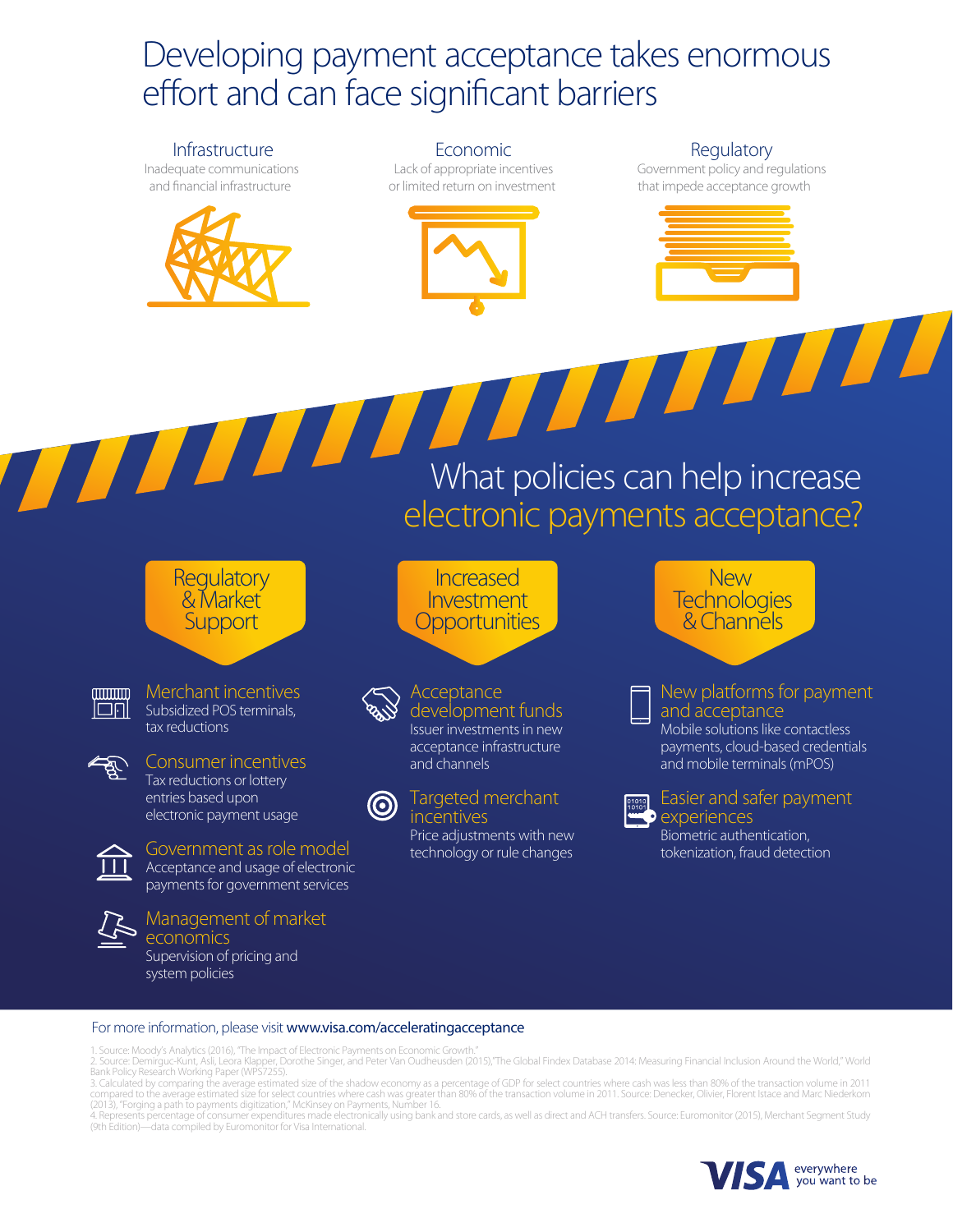# Developing payment acceptance takes enormous effort and can face significant barriers

### Infrastructure

Inadequate communications and financial infrastructure

### Economic

Lack of appropriate incentives or limited return on investment

### Regulatory

Government policy and regulations that impede acceptance growth

## What policies can help increase electronic payments acceptance?

### Regulatory & Market Support

**Merchant incentives**
Subsidized POS terminals, tax reductions

**Consumer incentives**
Tax reductions or lottery entries based upon electronic payment usage

**Government as role model**
Acceptance and usage of electronic payments for government services

**Management of market economics**
Supervision of pricing and system policies

### Increased Investment Opportunities

**Acceptance development funds**
Issuer investments in new acceptance infrastructure and channels

**Targeted merchant incentives**
Price adjustments with new technology or rule changes

### New Technologies & Channels

**New platforms for payment and acceptance**
Mobile solutions like contactless payments, cloud-based credentials and mobile terminals (mPOS)

**Easier and safer payment experiences**
Biometric authentication, tokenization, fraud detection

For more information, please visit **www.visa.com/acceleratingacceptance**

1. Source: Moody's Analytics (2016), "The Impact of Electronic Payments on Economic Growth."
2. Source: Demirguc-Kunt, Asli, Leora Klapper, Dorothe Singer, and Peter Van Oudheusden (2015),"The Global Findex Database 2014: Measuring Financial Inclusion Around the World," World Bank Policy Research Working Paper (WPS7255).
3. Calculated by comparing the average estimated size of the shadow economy as a percentage of GDP for select countries where cash was less than 80% of the transaction volume in 2011 compared to the average estimated size for select countries where cash was greater than 80% of the transaction volume in 2011. Source: Denecker, Olivier, Florent Istace and Marc Niederkorn (2013), "Forging a path to payments digitization," McKinsey on Payments, Number 16.
4. Represents percentage of consumer expenditures made electronically using bank and store cards, as well as direct and ACH transfers. Source: Euromonitor (2015), Merchant Segment Study (9th Edition)—data compiled by Euromonitor for Visa International.

VISA everywhere you want to be